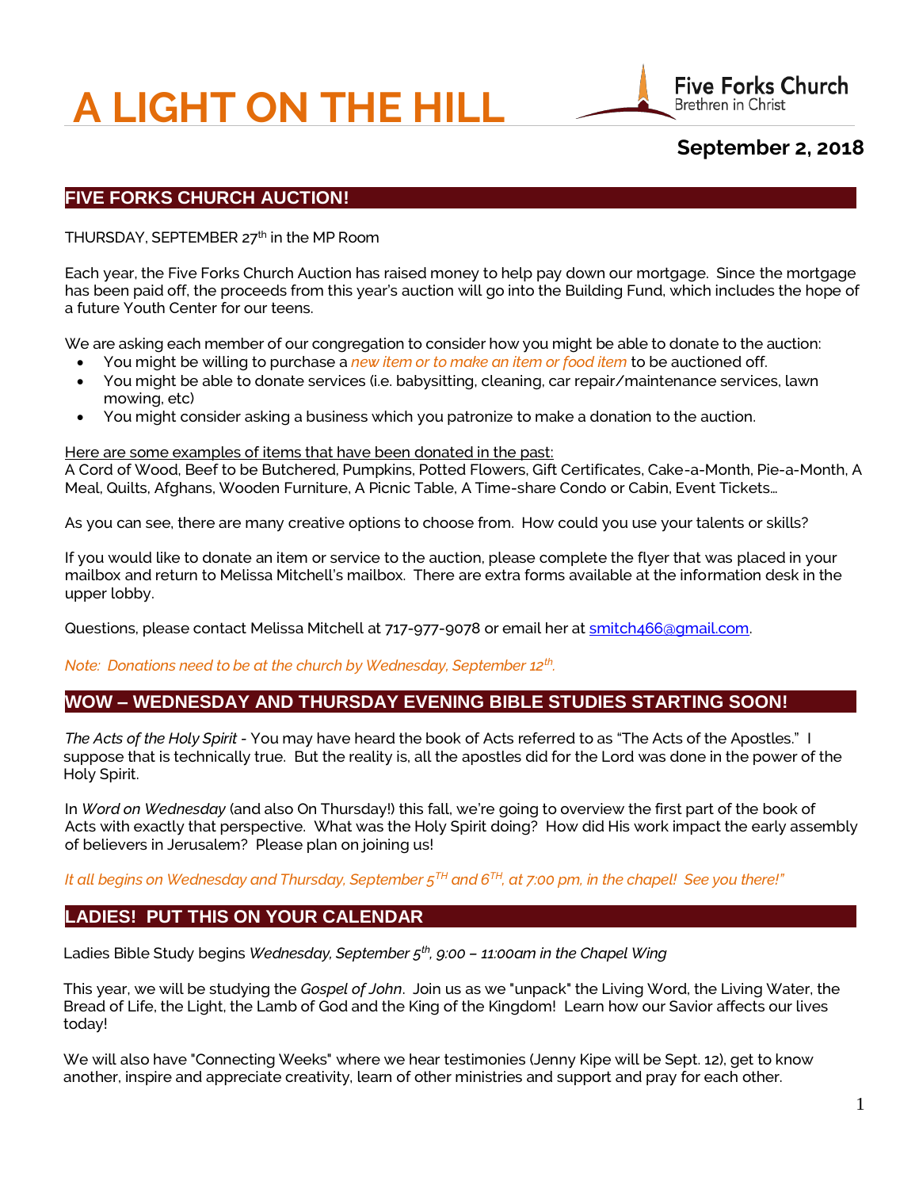# A LIGHT ON THE HILL

Five Forks Church
Brethren in Christ

**September 2, 2018**

## FIVE FORKS CHURCH AUCTION!

THURSDAY, SEPTEMBER 27th in the MP Room

Each year, the Five Forks Church Auction has raised money to help pay down our mortgage. Since the mortgage has been paid off, the proceeds from this year's auction will go into the Building Fund, which includes the hope of a future Youth Center for our teens.

We are asking each member of our congregation to consider how you might be able to donate to the auction:

- You might be willing to purchase a *new item or to make an item or food item* to be auctioned off.
- You might be able to donate services (i.e. babysitting, cleaning, car repair/maintenance services, lawn mowing, etc)
- You might consider asking a business which you patronize to make a donation to the auction.

Here are some examples of items that have been donated in the past:
A Cord of Wood, Beef to be Butchered, Pumpkins, Potted Flowers, Gift Certificates, Cake-a-Month, Pie-a-Month, A Meal, Quilts, Afghans, Wooden Furniture, A Picnic Table, A Time-share Condo or Cabin, Event Tickets…

As you can see, there are many creative options to choose from. How could you use your talents or skills?

If you would like to donate an item or service to the auction, please complete the flyer that was placed in your mailbox and return to Melissa Mitchell's mailbox. There are extra forms available at the information desk in the upper lobby.

Questions, please contact Melissa Mitchell at 717-977-9078 or email her at smitch466@gmail.com.

*Note: Donations need to be at the church by Wednesday, September 12th.*

## WOW – WEDNESDAY AND THURSDAY EVENING BIBLE STUDIES STARTING SOON!

*The Acts of the Holy Spirit* - You may have heard the book of Acts referred to as "The Acts of the Apostles." I suppose that is technically true. But the reality is, all the apostles did for the Lord was done in the power of the Holy Spirit.

In *Word on Wednesday* (and also On Thursday!) this fall, we're going to overview the first part of the book of Acts with exactly that perspective. What was the Holy Spirit doing? How did His work impact the early assembly of believers in Jerusalem? Please plan on joining us!

*It all begins on Wednesday and Thursday, September 5TH and 6TH, at 7:00 pm, in the chapel! See you there!"*

## LADIES! PUT THIS ON YOUR CALENDAR

Ladies Bible Study begins *Wednesday, September 5th, 9:00 – 11:00am in the Chapel Wing*

This year, we will be studying the *Gospel of John*. Join us as we "unpack" the Living Word, the Living Water, the Bread of Life, the Light, the Lamb of God and the King of the Kingdom! Learn how our Savior affects our lives today!

We will also have "Connecting Weeks" where we hear testimonies (Jenny Kipe will be Sept. 12), get to know another, inspire and appreciate creativity, learn of other ministries and support and pray for each other.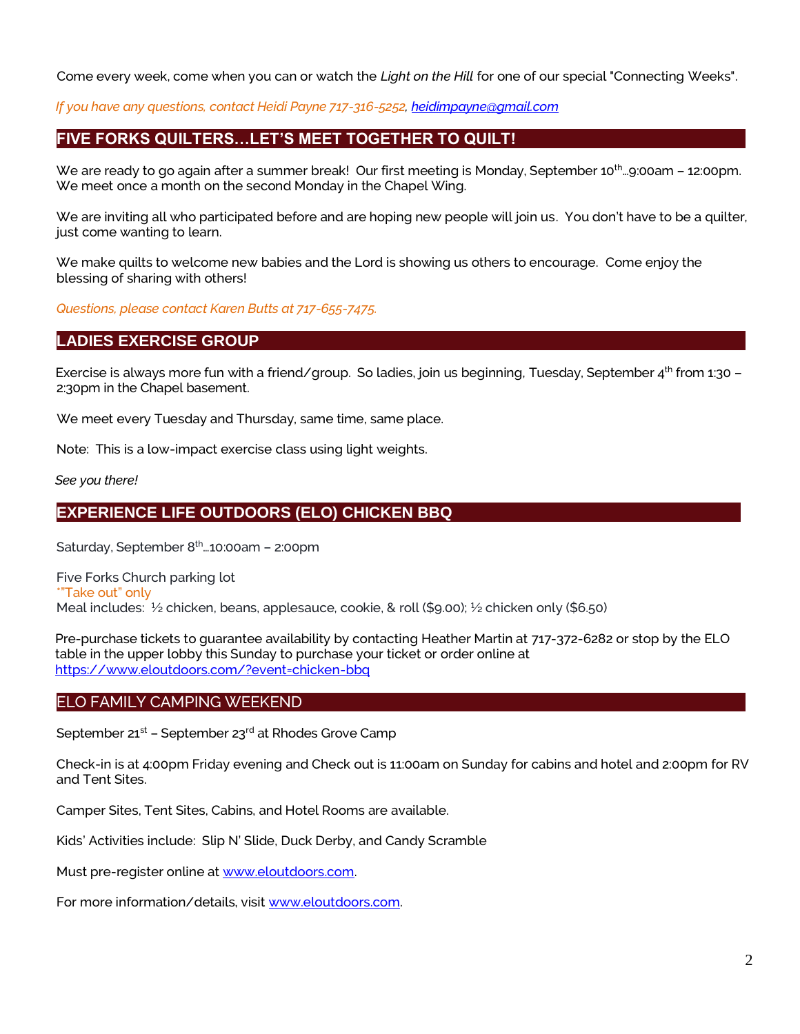Come every week, come when you can or watch the *Light on the Hill* for one of our special "Connecting Weeks".

*If you have any questions, contact Heidi Payne 717-316-5252, [heidimpayne@gmail.com](mailto:heidimpayne@gmail.com)*

## FIVE FORKS QUILTERS…LET'S MEET TOGETHER TO QUILT!

We are ready to go again after a summer break! Our first meeting is Monday, September 10th…9:00am – 12:00pm. We meet once a month on the second Monday in the Chapel Wing.

We are inviting all who participated before and are hoping new people will join us. You don't have to be a quilter, just come wanting to learn.

We make quilts to welcome new babies and the Lord is showing us others to encourage. Come enjoy the blessing of sharing with others!

*Questions, please contact Karen Butts at 717-655-7475.*

## LADIES EXERCISE GROUP

Exercise is always more fun with a friend/group. So ladies, join us beginning, Tuesday, September 4th from 1:30 – 2:30pm in the Chapel basement.

We meet every Tuesday and Thursday, same time, same place.

Note: This is a low-impact exercise class using light weights.

*See you there!*

## EXPERIENCE LIFE OUTDOORS (ELO) CHICKEN BBQ

Saturday, September 8th…10:00am – 2:00pm

Five Forks Church parking lot
*"Take out" only
Meal includes: ½ chicken, beans, applesauce, cookie, & roll ($9.00); ½ chicken only ($6.50)

Pre-purchase tickets to guarantee availability by contacting Heather Martin at 717-372-6282 or stop by the ELO table in the upper lobby this Sunday to purchase your ticket or order online at [https://www.eloutdoors.com/?event=chicken-bbq](https://www.eloutdoors.com/?event=chicken-bbq)

## ELO FAMILY CAMPING WEEKEND

September 21st – September 23rd at Rhodes Grove Camp

Check-in is at 4:00pm Friday evening and Check out is 11:00am on Sunday for cabins and hotel and 2:00pm for RV and Tent Sites.

Camper Sites, Tent Sites, Cabins, and Hotel Rooms are available.

Kids' Activities include: Slip N' Slide, Duck Derby, and Candy Scramble

Must pre-register online at [www.eloutdoors.com](http://www.eloutdoors.com).

For more information/details, visit [www.eloutdoors.com](http://www.eloutdoors.com).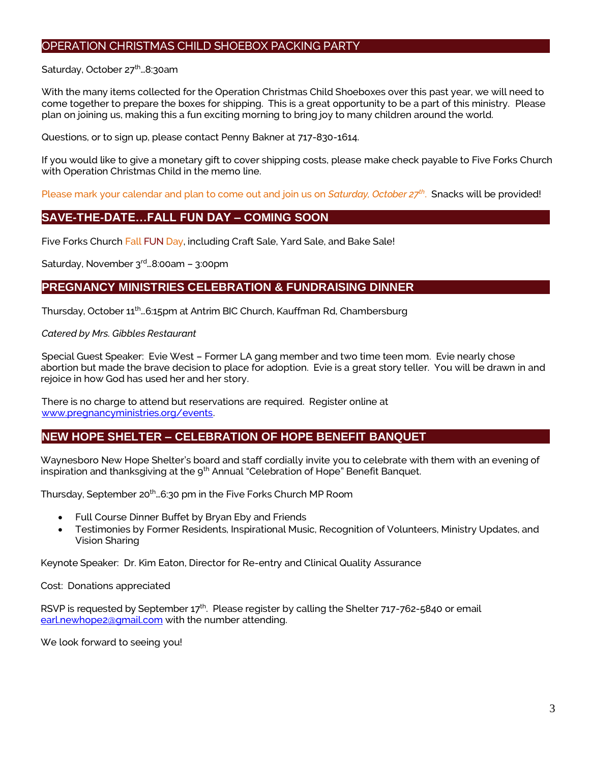## OPERATION CHRISTMAS CHILD SHOEBOX PACKING PARTY

Saturday, October 27th…8:30am

With the many items collected for the Operation Christmas Child Shoeboxes over this past year, we will need to come together to prepare the boxes for shipping. This is a great opportunity to be a part of this ministry. Please plan on joining us, making this a fun exciting morning to bring joy to many children around the world.

Questions, or to sign up, please contact Penny Bakner at 717-830-1614.

If you would like to give a monetary gift to cover shipping costs, please make check payable to Five Forks Church with Operation Christmas Child in the memo line.

Please mark your calendar and plan to come out and join us on *Saturday, October 27th*. Snacks will be provided!

## SAVE-THE-DATE…FALL FUN DAY – COMING SOON

Five Forks Church Fall FUN Day, including Craft Sale, Yard Sale, and Bake Sale!

Saturday, November 3rd…8:00am – 3:00pm

## PREGNANCY MINISTRIES CELEBRATION & FUNDRAISING DINNER

Thursday, October 11th…6:15pm at Antrim BIC Church, Kauffman Rd, Chambersburg

*Catered by Mrs. Gibbles Restaurant*

Special Guest Speaker: Evie West – Former LA gang member and two time teen mom. Evie nearly chose abortion but made the brave decision to place for adoption. Evie is a great story teller. You will be drawn in and rejoice in how God has used her and her story.

There is no charge to attend but reservations are required. Register online at www.pregnancyministries.org/events.

## NEW HOPE SHELTER – CELEBRATION OF HOPE BENEFIT BANQUET

Waynesboro New Hope Shelter's board and staff cordially invite you to celebrate with them with an evening of inspiration and thanksgiving at the 9th Annual "Celebration of Hope" Benefit Banquet.

Thursday, September 20th…6:30 pm in the Five Forks Church MP Room

- Full Course Dinner Buffet by Bryan Eby and Friends
- Testimonies by Former Residents, Inspirational Music, Recognition of Volunteers, Ministry Updates, and Vision Sharing

Keynote Speaker: Dr. Kim Eaton, Director for Re-entry and Clinical Quality Assurance

Cost: Donations appreciated

RSVP is requested by September 17th. Please register by calling the Shelter 717-762-5840 or email earl.newhope2@gmail.com with the number attending.

We look forward to seeing you!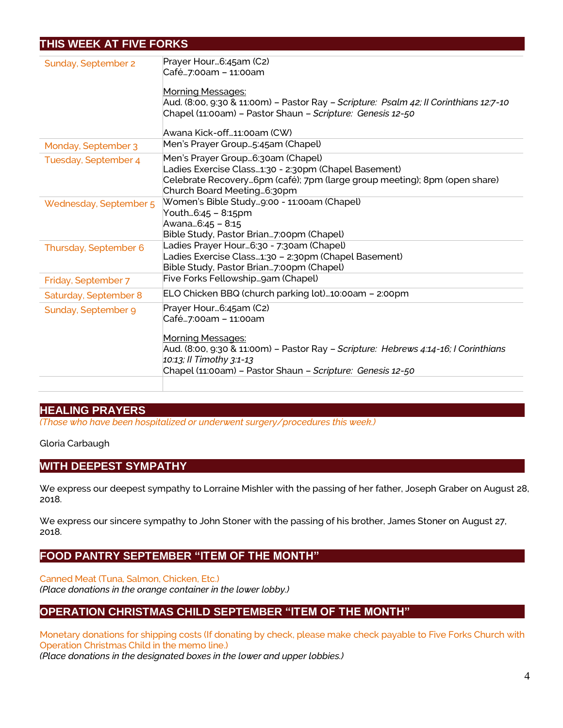## THIS WEEK AT FIVE FORKS

| | |
|---|---|
| Sunday, September 2 | Prayer Hour…6:45am (C2)<br>Café…7:00am – 11:00am<br><br><u>Morning Messages:</u><br>Aud. (8:00, 9:30 & 11:00m) – Pastor Ray – *Scripture: Psalm 42; II Corinthians 12:7-10*<br>Chapel (11:00am) – Pastor Shaun – *Scripture: Genesis 12-50*<br><br>Awana Kick-off…11:00am (CW) |
| Monday, September 3 | Men's Prayer Group…5:45am (Chapel) |
| Tuesday, September 4 | Men's Prayer Group…6:30am (Chapel)<br>Ladies Exercise Class…1:30 - 2:30pm (Chapel Basement)<br>Celebrate Recovery…6pm (café); 7pm (large group meeting); 8pm (open share)<br>Church Board Meeting…6:30pm |
| Wednesday, September 5 | Women's Bible Study…9:00 - 11:00am (Chapel)<br>Youth…6:45 – 8:15pm<br>Awana…6:45 – 8:15<br>Bible Study, Pastor Brian…7:00pm (Chapel) |
| Thursday, September 6 | Ladies Prayer Hour…6:30 - 7:30am (Chapel)<br>Ladies Exercise Class…1:30 – 2:30pm (Chapel Basement)<br>Bible Study, Pastor Brian…7:00pm (Chapel) |
| Friday, September 7 | Five Forks Fellowship…9am (Chapel) |
| Saturday, September 8 | ELO Chicken BBQ (church parking lot)…10:00am – 2:00pm |
| Sunday, September 9 | Prayer Hour…6:45am (C2)<br>Café…7:00am – 11:00am<br><br><u>Morning Messages:</u><br>Aud. (8:00, 9:30 & 11:00m) – Pastor Ray – *Scripture: Hebrews 4:14-16; I Corinthians 10:13; II Timothy 3:1-13*<br>Chapel (11:00am) – Pastor Shaun – *Scripture: Genesis 12-50* |

## HEALING PRAYERS

*(Those who have been hospitalized or underwent surgery/procedures this week.)*

Gloria Carbaugh

## WITH DEEPEST SYMPATHY

We express our deepest sympathy to Lorraine Mishler with the passing of her father, Joseph Graber on August 28, 2018.

We express our sincere sympathy to John Stoner with the passing of his brother, James Stoner on August 27, 2018.

## FOOD PANTRY SEPTEMBER "ITEM OF THE MONTH"

Canned Meat (Tuna, Salmon, Chicken, Etc.)
*(Place donations in the orange container in the lower lobby.)*

## OPERATION CHRISTMAS CHILD SEPTEMBER "ITEM OF THE MONTH"

Monetary donations for shipping costs (If donating by check, please make check payable to Five Forks Church with Operation Christmas Child in the memo line.)
*(Place donations in the designated boxes in the lower and upper lobbies.)*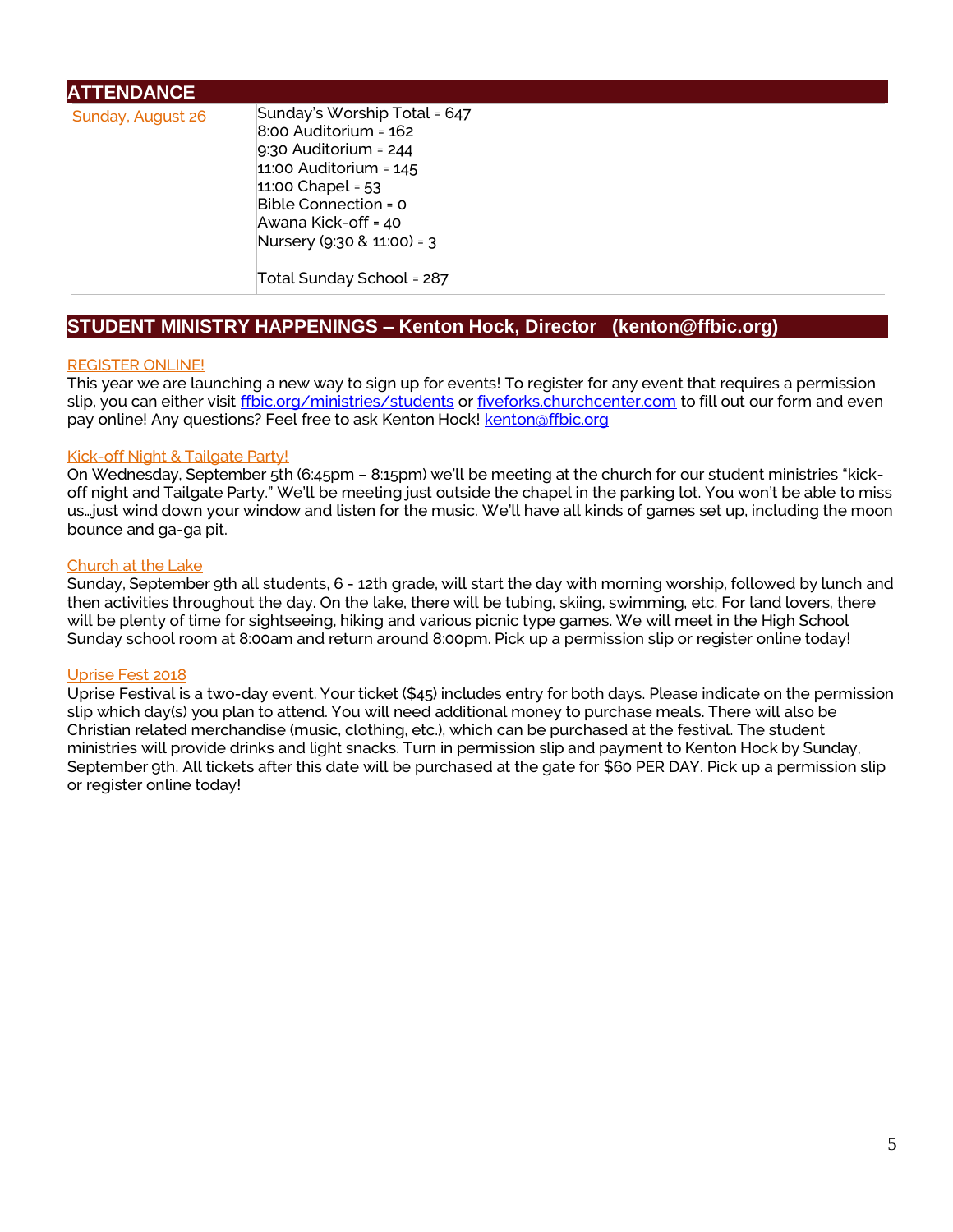## ATTENDANCE

| | |
|---|---|
| Sunday, August 26 | Sunday's Worship Total = 647<br>8:00 Auditorium = 162<br>9:30 Auditorium = 244<br>11:00 Auditorium = 145<br>11:00 Chapel = 53<br>Bible Connection = 0<br>Awana Kick-off = 40<br>Nursery (9:30 & 11:00) = 3 |
| | Total Sunday School = 287 |

## STUDENT MINISTRY HAPPENINGS – Kenton Hock, Director (kenton@ffbic.org)

REGISTER ONLINE!

This year we are launching a new way to sign up for events! To register for any event that requires a permission slip, you can either visit ffbic.org/ministries/students or fiveforks.churchcenter.com to fill out our form and even pay online! Any questions? Feel free to ask Kenton Hock! kenton@ffbic.org

Kick-off Night & Tailgate Party!

On Wednesday, September 5th (6:45pm – 8:15pm) we'll be meeting at the church for our student ministries "kick-off night and Tailgate Party." We'll be meeting just outside the chapel in the parking lot. You won't be able to miss us…just wind down your window and listen for the music. We'll have all kinds of games set up, including the moon bounce and ga-ga pit.

Church at the Lake

Sunday, September 9th all students, 6 - 12th grade, will start the day with morning worship, followed by lunch and then activities throughout the day. On the lake, there will be tubing, skiing, swimming, etc. For land lovers, there will be plenty of time for sightseeing, hiking and various picnic type games. We will meet in the High School Sunday school room at 8:00am and return around 8:00pm. Pick up a permission slip or register online today!

Uprise Fest 2018

Uprise Festival is a two-day event. Your ticket ($45) includes entry for both days. Please indicate on the permission slip which day(s) you plan to attend. You will need additional money to purchase meals. There will also be Christian related merchandise (music, clothing, etc.), which can be purchased at the festival. The student ministries will provide drinks and light snacks. Turn in permission slip and payment to Kenton Hock by Sunday, September 9th. All tickets after this date will be purchased at the gate for $60 PER DAY. Pick up a permission slip or register online today!